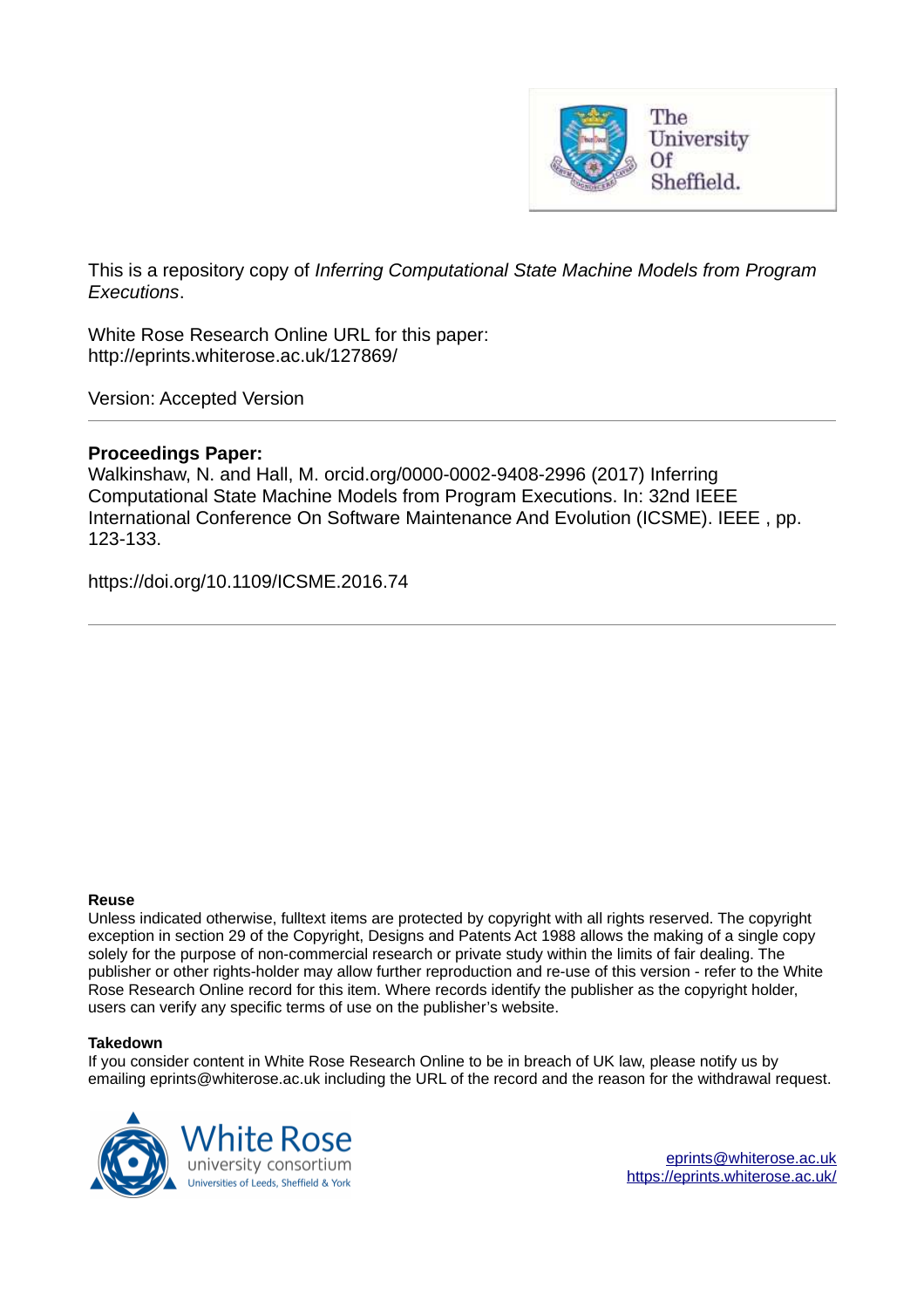This is a repository copy of *Inferring Computational State Machine Models from Program Executions*.

White Rose Research Online URL for this paper:
http://eprints.whiterose.ac.uk/127869/

Version: Accepted Version

---

**Proceedings Paper:**
Walkinshaw, N. and Hall, M. orcid.org/0000-0002-9408-2996 (2017) Inferring Computational State Machine Models from Program Executions. In: 32nd IEEE International Conference On Software Maintenance And Evolution (ICSME). IEEE , pp. 123-133.

https://doi.org/10.1109/ICSME.2016.74

---

**Reuse**
Unless indicated otherwise, fulltext items are protected by copyright with all rights reserved. The copyright exception in section 29 of the Copyright, Designs and Patents Act 1988 allows the making of a single copy solely for the purpose of non-commercial research or private study within the limits of fair dealing. The publisher or other rights-holder may allow further reproduction and re-use of this version - refer to the White Rose Research Online record for this item. Where records identify the publisher as the copyright holder, users can verify any specific terms of use on the publisher's website.

**Takedown**
If you consider content in White Rose Research Online to be in breach of UK law, please notify us by emailing eprints@whiterose.ac.uk including the URL of the record and the reason for the withdrawal request.

eprints@whiterose.ac.uk
https://eprints.whiterose.ac.uk/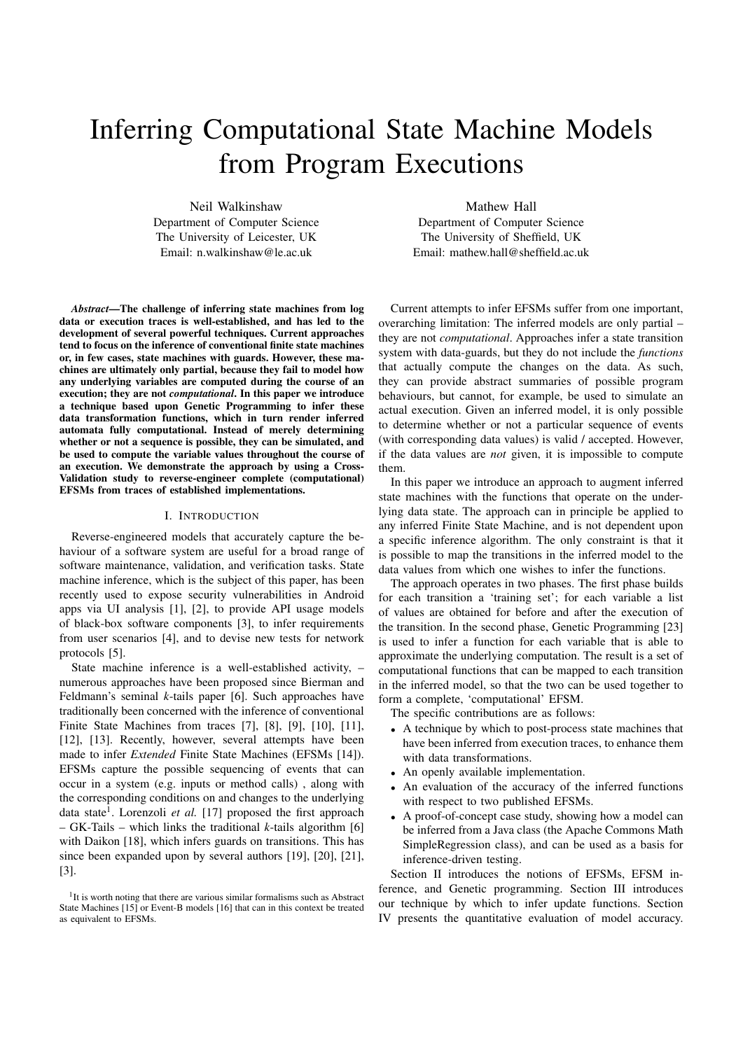# Inferring Computational State Machine Models from Program Executions

Neil Walkinshaw
Department of Computer Science
The University of Leicester, UK
Email: n.walkinshaw@le.ac.uk

Mathew Hall
Department of Computer Science
The University of Sheffield, UK
Email: mathew.hall@sheffield.ac.uk

***Abstract*—The challenge of inferring state machines from log data or execution traces is well-established, and has led to the development of several powerful techniques. Current approaches tend to focus on the inference of conventional finite state machines or, in few cases, state machines with guards. However, these machines are ultimately only partial, because they fail to model how any underlying variables are computed during the course of an execution; they are not *computational*. In this paper we introduce a technique based upon Genetic Programming to infer these data transformation functions, which in turn render inferred automata fully computational. Instead of merely determining whether or not a sequence is possible, they can be simulated, and be used to compute the variable values throughout the course of an execution. We demonstrate the approach by using a Cross-Validation study to reverse-engineer complete (computational) EFSMs from traces of established implementations.**

## I. Introduction

Reverse-engineered models that accurately capture the behaviour of a software system are useful for a broad range of software maintenance, validation, and verification tasks. State machine inference, which is the subject of this paper, has been recently used to expose security vulnerabilities in Android apps via UI analysis [1], [2], to provide API usage models of black-box software components [3], to infer requirements from user scenarios [4], and to devise new tests for network protocols [5].

State machine inference is a well-established activity, – numerous approaches have been proposed since Bierman and Feldmann's seminal *k*-tails paper [6]. Such approaches have traditionally been concerned with the inference of conventional Finite State Machines from traces [7], [8], [9], [10], [11], [12], [13]. Recently, however, several attempts have been made to infer *Extended* Finite State Machines (EFSMs [14]). EFSMs capture the possible sequencing of events that can occur in a system (e.g. inputs or method calls) , along with the corresponding conditions on and changes to the underlying data state[1]. Lorenzoli *et al.* [17] proposed the first approach – GK-Tails – which links the traditional *k*-tails algorithm [6] with Daikon [18], which infers guards on transitions. This has since been expanded upon by several authors [19], [20], [21], [3].

[1]It is worth noting that there are various similar formalisms such as Abstract State Machines [15] or Event-B models [16] that can in this context be treated as equivalent to EFSMs.

Current attempts to infer EFSMs suffer from one important, overarching limitation: The inferred models are only partial – they are not *computational*. Approaches infer a state transition system with data-guards, but they do not include the *functions* that actually compute the changes on the data. As such, they can provide abstract summaries of possible program behaviours, but cannot, for example, be used to simulate an actual execution. Given an inferred model, it is only possible to determine whether or not a particular sequence of events (with corresponding data values) is valid / accepted. However, if the data values are *not* given, it is impossible to compute them.

In this paper we introduce an approach to augment inferred state machines with the functions that operate on the underlying data state. The approach can in principle be applied to any inferred Finite State Machine, and is not dependent upon a specific inference algorithm. The only constraint is that it is possible to map the transitions in the inferred model to the data values from which one wishes to infer the functions.

The approach operates in two phases. The first phase builds for each transition a 'training set'; for each variable a list of values are obtained for before and after the execution of the transition. In the second phase, Genetic Programming [23] is used to infer a function for each variable that is able to approximate the underlying computation. The result is a set of computational functions that can be mapped to each transition in the inferred model, so that the two can be used together to form a complete, 'computational' EFSM.

The specific contributions are as follows:

- A technique by which to post-process state machines that have been inferred from execution traces, to enhance them with data transformations.
- An openly available implementation.
- An evaluation of the accuracy of the inferred functions with respect to two published EFSMs.
- A proof-of-concept case study, showing how a model can be inferred from a Java class (the Apache Commons Math SimpleRegression class), and can be used as a basis for inference-driven testing.

Section II introduces the notions of EFSMs, EFSM inference, and Genetic programming. Section III introduces our technique by which to infer update functions. Section IV presents the quantitative evaluation of model accuracy.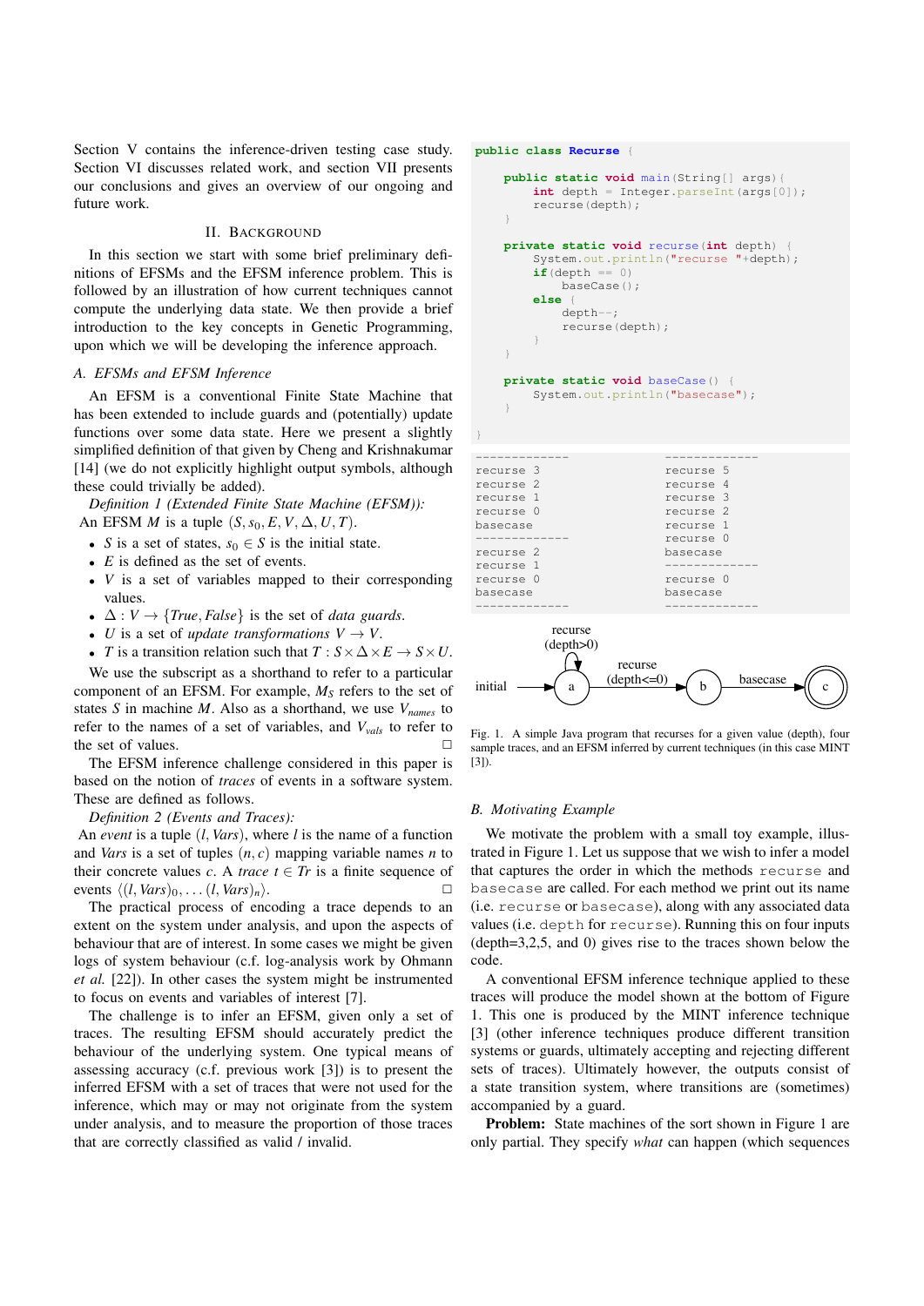Section V contains the inference-driven testing case study. Section VI discusses related work, and section VII presents our conclusions and gives an overview of our ongoing and future work.

## II. Background

In this section we start with some brief preliminary definitions of EFSMs and the EFSM inference problem. This is followed by an illustration of how current techniques cannot compute the underlying data state. We then provide a brief introduction to the key concepts in Genetic Programming, upon which we will be developing the inference approach.

### A. EFSMs and EFSM Inference

An EFSM is a conventional Finite State Machine that has been extended to include guards and (potentially) update functions over some data state. Here we present a slightly simplified definition of that given by Cheng and Krishnakumar [14] (we do not explicitly highlight output symbols, although these could trivially be added).

*Definition 1 (Extended Finite State Machine (EFSM)):* An EFSM $M$ is a tuple $(S, s_0, E, V, \Delta, U, T)$.

- $S$ is a set of states, $s_0 \in S$ is the initial state.
- $E$ is defined as the set of events.
- $V$ is a set of variables mapped to their corresponding values.
- $\Delta : V \rightarrow \{True, False\}$ is the set of *data guards*.
- $U$ is a set of *update transformations* $V \rightarrow V$.
- $T$ is a transition relation such that $T : S \times \Delta \times E \rightarrow S \times U$.

We use the subscript as a shorthand to refer to a particular component of an EFSM. For example, $M_S$ refers to the set of states $S$ in machine $M$. Also as a shorthand, we use $V_{names}$ to refer to the names of a set of variables, and $V_{vals}$ to refer to the set of values. □

The EFSM inference challenge considered in this paper is based on the notion of *traces* of events in a software system. These are defined as follows.

*Definition 2 (Events and Traces):* An *event* is a tuple $(l, Vars)$, where $l$ is the name of a function and *Vars* is a set of tuples $(n, c)$ mapping variable names $n$ to their concrete values $c$. A *trace* $t \in Tr$ is a finite sequence of events $\langle (l, Vars)_0, \ldots (l, Vars)_n \rangle$. □

The practical process of encoding a trace depends to an extent on the system under analysis, and upon the aspects of behaviour that are of interest. In some cases we might be given logs of system behaviour (c.f. log-analysis work by Ohmann *et al.* [22]). In other cases the system might be instrumented to focus on events and variables of interest [7].

The challenge is to infer an EFSM, given only a set of traces. The resulting EFSM should accurately predict the behaviour of the underlying system. One typical means of assessing accuracy (c.f. previous work [3]) is to present the inferred EFSM with a set of traces that were not used for the inference, which may or may not originate from the system under analysis, and to measure the proportion of those traces that are correctly classified as valid / invalid.

```java
public class Recurse {

    public static void main(String[] args){
        int depth = Integer.parseInt(args[0]);
        recurse(depth);
    }

    private static void recurse(int depth) {
        System.out.println("recurse "+depth);
        if(depth == 0)
            baseCase();
        else {
            depth--;
            recurse(depth);
        }
    }

    private static void baseCase() {
        System.out.println("basecase");
    }

}
```

```
-------------          -------------
recurse 3              recurse 5
recurse 2              recurse 4
recurse 1              recurse 3
recurse 0              recurse 2
basecase               recurse 1
-------------          recurse 0
recurse 2              basecase
recurse 1              -------------
recurse 0              recurse 0
basecase               basecase
-------------          -------------
```

Fig. 1. A simple Java program that recurses for a given value (depth), four sample traces, and an EFSM inferred by current techniques (in this case MINT [3]).

### B. Motivating Example

We motivate the problem with a small toy example, illustrated in Figure 1. Let us suppose that we wish to infer a model that captures the order in which the methods `recurse` and `basecase` are called. For each method we print out its name (i.e. `recurse` or `basecase`), along with any associated data values (i.e. `depth` for `recurse`). Running this on four inputs (depth=3,2,5, and 0) gives rise to the traces shown below the code.

A conventional EFSM inference technique applied to these traces will produce the model shown at the bottom of Figure 1. This one is produced by the MINT inference technique [3] (other inference techniques produce different transition systems or guards, ultimately accepting and rejecting different sets of traces). Ultimately however, the outputs consist of a state transition system, where transitions are (sometimes) accompanied by a guard.

**Problem:** State machines of the sort shown in Figure 1 are only partial. They specify *what* can happen (which sequences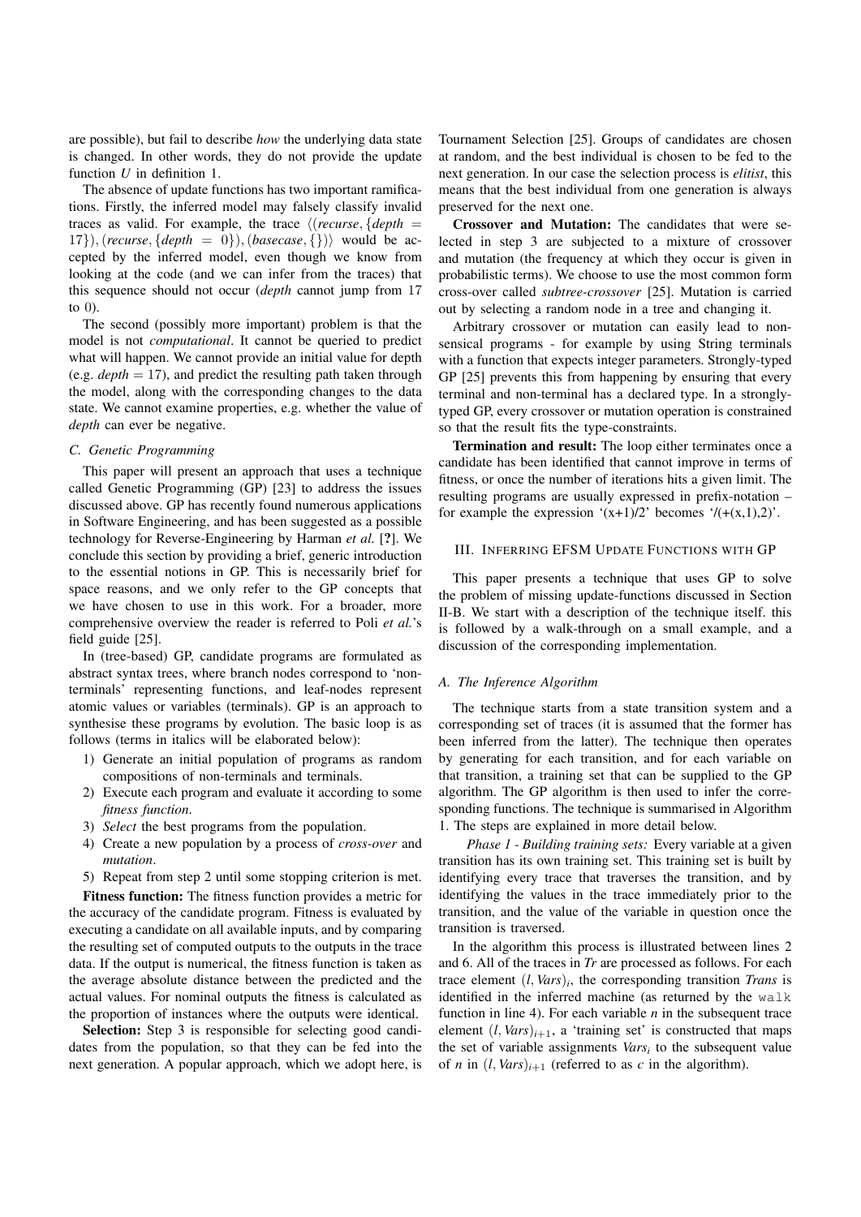are possible), but fail to describe *how* the underlying data state is changed. In other words, they do not provide the update function $U$ in definition 1.

The absence of update functions has two important ramifications. Firstly, the inferred model may falsely classify invalid traces as valid. For example, the trace $\langle(\mathit{recurse}, \{\mathit{depth} = 17\}), (\mathit{recurse}, \{\mathit{depth} = 0\}), (\mathit{basecase}, \{\})\rangle$ would be accepted by the inferred model, even though we know from looking at the code (and we can infer from the traces) that this sequence should not occur (*depth* cannot jump from 17 to 0).

The second (possibly more important) problem is that the model is not *computational*. It cannot be queried to predict what will happen. We cannot provide an initial value for depth (e.g. $\mathit{depth} = 17$), and predict the resulting path taken through the model, along with the corresponding changes to the data state. We cannot examine properties, e.g. whether the value of *depth* can ever be negative.

### C. Genetic Programming

This paper will present an approach that uses a technique called Genetic Programming (GP) [23] to address the issues discussed above. GP has recently found numerous applications in Software Engineering, and has been suggested as a possible technology for Reverse-Engineering by Harman *et al.* [?]. We conclude this section by providing a brief, generic introduction to the essential notions in GP. This is necessarily brief for space reasons, and we only refer to the GP concepts that we have chosen to use in this work. For a broader, more comprehensive overview the reader is referred to Poli *et al.*'s field guide [25].

In (tree-based) GP, candidate programs are formulated as abstract syntax trees, where branch nodes correspond to 'non-terminals' representing functions, and leaf-nodes represent atomic values or variables (terminals). GP is an approach to synthesise these programs by evolution. The basic loop is as follows (terms in italics will be elaborated below):

1) Generate an initial population of programs as random compositions of non-terminals and terminals.
2) Execute each program and evaluate it according to some *fitness function*.
3) *Select* the best programs from the population.
4) Create a new population by a process of *cross-over* and *mutation*.
5) Repeat from step 2 until some stopping criterion is met.

**Fitness function:** The fitness function provides a metric for the accuracy of the candidate program. Fitness is evaluated by executing a candidate on all available inputs, and by comparing the resulting set of computed outputs to the outputs in the trace data. If the output is numerical, the fitness function is taken as the average absolute distance between the predicted and the actual values. For nominal outputs the fitness is calculated as the proportion of instances where the outputs were identical.

**Selection:** Step 3 is responsible for selecting good candidates from the population, so that they can be fed into the next generation. A popular approach, which we adopt here, is Tournament Selection [25]. Groups of candidates are chosen at random, and the best individual is chosen to be fed to the next generation. In our case the selection process is *elitist*, this means that the best individual from one generation is always preserved for the next one.

**Crossover and Mutation:** The candidates that were selected in step 3 are subjected to a mixture of crossover and mutation (the frequency at which they occur is given in probabilistic terms). We choose to use the most common form cross-over called *subtree-crossover* [25]. Mutation is carried out by selecting a random node in a tree and changing it.

Arbitrary crossover or mutation can easily lead to nonsensical programs - for example by using String terminals with a function that expects integer parameters. Strongly-typed GP [25] prevents this from happening by ensuring that every terminal and non-terminal has a declared type. In a strongly-typed GP, every crossover or mutation operation is constrained so that the result fits the type-constraints.

**Termination and result:** The loop either terminates once a candidate has been identified that cannot improve in terms of fitness, or once the number of iterations hits a given limit. The resulting programs are usually expressed in prefix-notation – for example the expression '(x+1)/2' becomes '/(+(x,1),2)'.

## III. Inferring EFSM Update Functions with GP

This paper presents a technique that uses GP to solve the problem of missing update-functions discussed in Section II-B. We start with a description of the technique itself. this is followed by a walk-through on a small example, and a discussion of the corresponding implementation.

### A. The Inference Algorithm

The technique starts from a state transition system and a corresponding set of traces (it is assumed that the former has been inferred from the latter). The technique then operates by generating for each transition, and for each variable on that transition, a training set that can be supplied to the GP algorithm. The GP algorithm is then used to infer the corresponding functions. The technique is summarised in Algorithm 1. The steps are explained in more detail below.

*Phase 1 - Building training sets:* Every variable at a given transition has its own training set. This training set is built by identifying every trace that traverses the transition, and by identifying the values in the trace immediately prior to the transition, and the value of the variable in question once the transition is traversed.

In the algorithm this process is illustrated between lines 2 and 6. All of the traces in *Tr* are processed as follows. For each trace element $(l, \mathit{Vars})_i$, the corresponding transition *Trans* is identified in the inferred machine (as returned by the `walk` function in line 4). For each variable $n$ in the subsequent trace element $(l, \mathit{Vars})_{i+1}$, a 'training set' is constructed that maps the set of variable assignments $\mathit{Vars}_i$ to the subsequent value of $n$ in $(l, \mathit{Vars})_{i+1}$ (referred to as $c$ in the algorithm).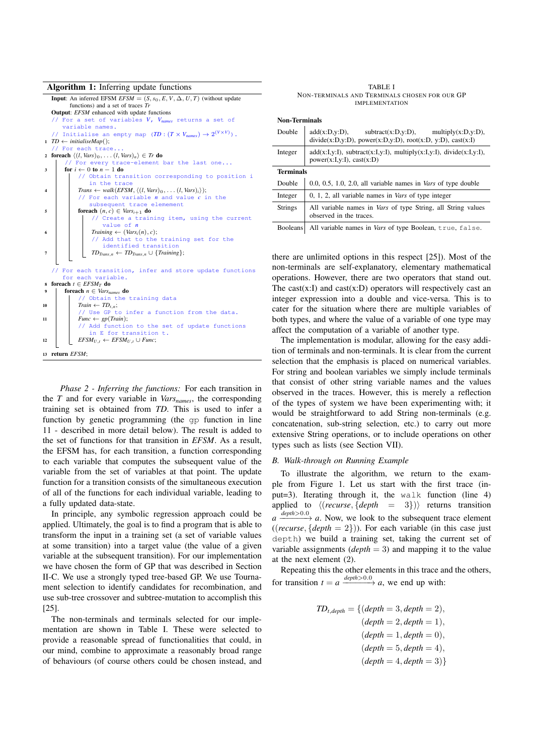**Algorithm 1:** Inferring update functions

```
Input: An inferred EFSM EFSM = (S, s_0, E, V, Δ, U, T) (without update
       functions) and a set of traces Tr
Output: EFSM enhanced with update functions
   // For a set of variables V, V_names returns a set of
      variable names.
   // Initialise an empty map (TD : (T × V_names) → 2^(V×V)) .
 1 TD ← initialiseMap();
   // For each trace...
 2 foreach ⟨(l, Vars)_0, . . . (l, Vars)_n⟩ ∈ Tr do
       // For every trace-element bar the last one...
 3     for i ← 0 to n − 1 do
           // Obtain transition corresponding to position i
              in the trace
 4         Trans ← walk(EFSM, ⟨(l, Vars)_0, . . . (l, Vars)_i⟩);
           // For each variable n and value c in the
              subsequent trace elemement
 5         foreach (n, c) ∈ Vars_{i+1} do
               // Create a training item, using the current
                  value of n
 6             Training ← (Vars_i(n), c);
               // Add that to the training set for the
                  identified transition
 7             TD_{Trans,n} ← TD_{Trans,n} ∪ {Training};

   // For each transition, infer and store update functions
      for each variable.
 8 foreach t ∈ EFSM_T do
 9     foreach n ∈ Vars_names do
           // Obtain the training data
10         Train ← TD_{t,n};
           // Use GP to infer a function from the data.
11         Func ← gp(Train);
           // Add function to the set of update functions
              in E for transition t.
12         EFSM_{U,t} ← EFSM_{U,t} ∪ Func;
13 return EFSM;
```

*Phase 2 - Inferring the functions:* For each transition in the $T$ and for every variable in $Vars_{names}$, the corresponding training set is obtained from $TD$. This is used to infer a function by genetic programming (the `gp` function in line 11 - described in more detail below). The result is added to the set of functions for that transition in $EFSM$. As a result, the EFSM has, for each transition, a function corresponding to each variable that computes the subsequent value of the variable from the set of variables at that point. The update function for a transition consists of the simultaneous execution of all of the functions for each individual variable, leading to a fully updated data-state.

In principle, any symbolic regression approach could be applied. Ultimately, the goal is to find a program that is able to transform the input in a training set (a set of variable values at some transition) into a target value (the value of a given variable at the subsequent transition). For our implementation we have chosen the form of GP that was described in Section II-C. We use a strongly typed tree-based GP. We use Tournament selection to identify candidates for recombination, and use sub-tree crossover and subtree-mutation to accomplish this [25].

The non-terminals and terminals selected for our implementation are shown in Table I. These were selected to provide a reasonable spread of functionalities that could, in our mind, combine to approximate a reasonably broad range of behaviours (of course others could be chosen instead, and there are unlimited options in this respect [25]). Most of the non-terminals are self-explanatory, elementary mathematical operations. However, there are two operators that stand out. The cast(x:I) and cast(x:D) operators will respectively cast an integer expression into a double and vice-versa. This is to cater for the situation where there are multiple variables of both types, and where the value of a variable of one type may affect the computation of a variable of another type.

TABLE I
NON-TERMINALS AND TERMINALS CHOSEN FOR OUR GP IMPLEMENTATION

| **Non-Terminals** | |
|---|---|
| Double | add(x:D,y:D), subtract(x:D,y:D), multiply(x:D,y:D), divide(x:D,y:D), power(x:D,y:D), root(x:D, y:D), cast(x:I) |
| Integer | add(x:I,y:I), subtract(x:I,y:I), multiply(x:I,y:I), divide(x:I,y:I), power(x:I,y:I), cast(x:D) |
| **Terminals** | |
| Double | 0.0, 0.5, 1.0, 2.0, all variable names in *Vars* of type double |
| Integer | 0, 1, 2, all variable names in *Vars* of type integer |
| Strings | All variable names in *Vars* of type String, all String values observed in the traces. |
| Booleans | All variable names in *Vars* of type Boolean, `true`, `false`. |

The implementation is modular, allowing for the easy addition of terminals and non-terminals. It is clear from the current selection that the emphasis is placed on numerical variables. For string and boolean variables we simply include terminals that consist of other string variable names and the values observed in the traces. However, this is merely a reflection of the types of system we have been experimenting with; it would be straightforward to add String non-terminals (e.g. concatenation, sub-string selection, etc.) to carry out more extensive String operations, or to include operations on other types such as lists (see Section VII).

### B. Walk-through on Running Example

To illustrate the algorithm, we return to the example from Figure 1. Let us start with the first trace (input=3). Iterating through it, the `walk` function (line 4) applied to $\langle(recurse, \{depth = 3\})\rangle$ returns transition $a \xrightarrow{depth>0.0} a$. Now, we look to the subsequent trace element $((recurse, \{depth = 2\}))$. For each variable (in this case just `depth`) we build a training set, taking the current set of variable assignments ($depth = 3$) and mapping it to the value at the next element (2).

Repeating this the other elements in this trace and the others, for transition $t = a \xrightarrow{depth>0.0} a$, we end up with:

$$
\begin{aligned}
TD_{t,depth} = \{&(depth = 3, depth = 2),\\
&(depth = 2, depth = 1),\\
&(depth = 1, depth = 0),\\
&(depth = 5, depth = 4),\\
&(depth = 4, depth = 3)\}
\end{aligned}
$$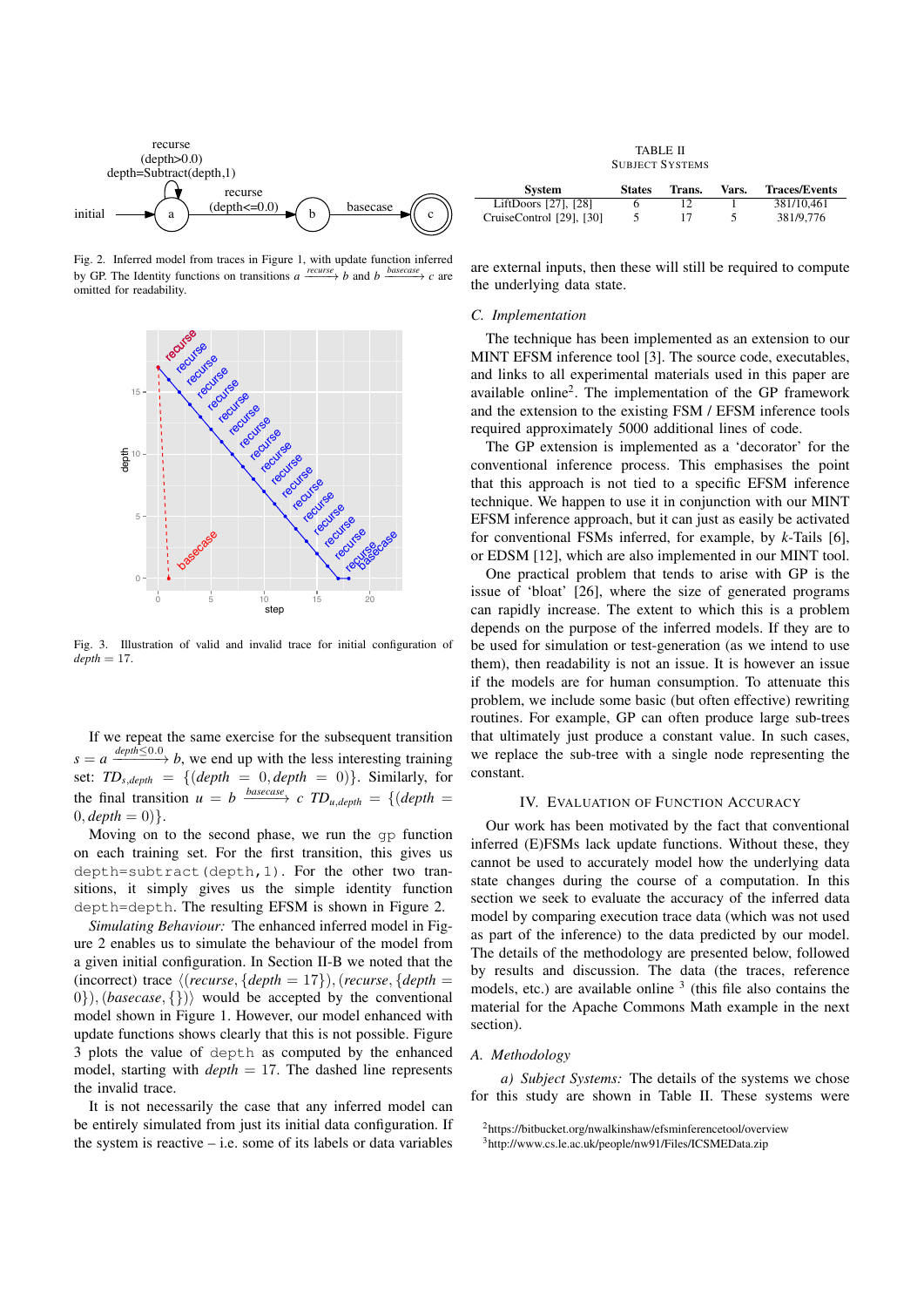Fig. 2. Inferred model from traces in Figure 1, with update function inferred by GP. The Identity functions on transitions $a \xrightarrow{recurse} b$ and $b \xrightarrow{basecase} c$ are omitted for readability.

Fig. 3. Illustration of valid and invalid trace for initial configuration of $depth = 17$.

If we repeat the same exercise for the subsequent transition $s = a \xrightarrow{depth \leq 0.0} b$, we end up with the less interesting training set: $TD_{s,depth} = \{(depth = 0, depth = 0)\}$. Similarly, for the final transition $u = b \xrightarrow{basecase} c$ $TD_{u,depth} = \{(depth = 0, depth = 0)\}$.

Moving on to the second phase, we run the gp function on each training set. For the first transition, this gives us `depth=subtract(depth,1)`. For the other two transitions, it simply gives us the simple identity function `depth=depth`. The resulting EFSM is shown in Figure 2.

*Simulating Behaviour:* The enhanced inferred model in Figure 2 enables us to simulate the behaviour of the model from a given initial configuration. In Section II-B we noted that the (incorrect) trace $\langle (recurse, \{depth = 17\}), (recurse, \{depth = 0\}), (basecase, \{\}) \rangle$ would be accepted by the conventional model shown in Figure 1. However, our model enhanced with update functions shows clearly that this is not possible. Figure 3 plots the value of `depth` as computed by the enhanced model, starting with $depth = 17$. The dashed line represents the invalid trace.

It is not necessarily the case that any inferred model can be entirely simulated from just its initial data configuration. If the system is reactive – i.e. some of its labels or data variables are external inputs, then these will still be required to compute the underlying data state.

### C. Implementation

The technique has been implemented as an extension to our MINT EFSM inference tool [3]. The source code, executables, and links to all experimental materials used in this paper are available online[2]. The implementation of the GP framework and the extension to the existing FSM / EFSM inference tools required approximately 5000 additional lines of code.

The GP extension is implemented as a 'decorator' for the conventional inference process. This emphasises the point that this approach is not tied to a specific EFSM inference technique. We happen to use it in conjunction with our MINT EFSM inference approach, but it can just as easily be activated for conventional FSMs inferred, for example, by *k*-Tails [6], or EDSM [12], which are also implemented in our MINT tool.

One practical problem that tends to arise with GP is the issue of 'bloat' [26], where the size of generated programs can rapidly increase. The extent to which this is a problem depends on the purpose of the inferred models. If they are to be used for simulation or test-generation (as we intend to use them), then readability is not an issue. It is however an issue if the models are for human consumption. To attenuate this problem, we include some basic (but often effective) rewriting routines. For example, GP can often produce large sub-trees that ultimately just produce a constant value. In such cases, we replace the sub-tree with a single node representing the constant.

## IV. Evaluation of Function Accuracy

Our work has been motivated by the fact that conventional inferred (E)FSMs lack update functions. Without these, they cannot be used to accurately model how the underlying data state changes during the course of a computation. In this section we seek to evaluate the accuracy of the inferred data model by comparing execution trace data (which was not used as part of the inference) to the data predicted by our model. The details of the methodology are presented below, followed by results and discussion. The data (the traces, reference models, etc.) are available online [3] (this file also contains the material for the Apache Commons Math example in the next section).

### A. Methodology

*a) Subject Systems:* The details of the systems we chose for this study are shown in Table II. These systems were

TABLE II
Subject Systems

| System | States | Trans. | Vars. | Traces/Events |
|---|---|---|---|---|
| LiftDoors [27], [28] | 6 | 12 | 1 | 381/10,461 |
| CruiseControl [29], [30] | 5 | 17 | 5 | 381/9,776 |

[2] https://bitbucket.org/nwalkinshaw/efsminferencetool/overview

[3] http://www.cs.le.ac.uk/people/nw91/Files/ICSMEData.zip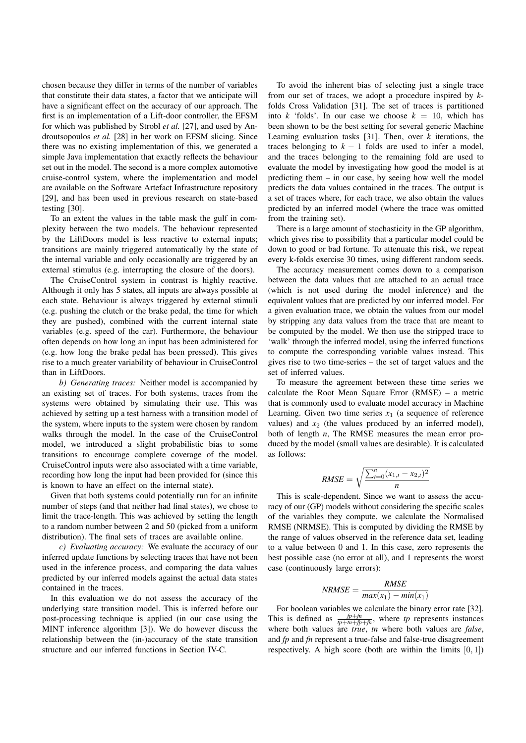chosen because they differ in terms of the number of variables that constitute their data states, a factor that we anticipate will have a significant effect on the accuracy of our approach. The first is an implementation of a Lift-door controller, the EFSM for which was published by Strobl *et al.* [27], and used by Androutsopoulos *et al.* [28] in her work on EFSM slicing. Since there was no existing implementation of this, we generated a simple Java implementation that exactly reflects the behaviour set out in the model. The second is a more complex automotive cruise-control system, where the implementation and model are available on the Software Artefact Infrastructure repository [29], and has been used in previous research on state-based testing [30].

To an extent the values in the table mask the gulf in complexity between the two models. The behaviour represented by the LiftDoors model is less reactive to external inputs; transitions are mainly triggered automatically by the state of the internal variable and only occasionally are triggered by an external stimulus (e.g. interrupting the closure of the doors).

The CruiseControl system in contrast is highly reactive. Although it only has 5 states, all inputs are always possible at each state. Behaviour is always triggered by external stimuli (e.g. pushing the clutch or the brake pedal, the time for which they are pushed), combined with the current internal state variables (e.g. speed of the car). Furthermore, the behaviour often depends on how long an input has been administered for (e.g. how long the brake pedal has been pressed). This gives rise to a much greater variability of behaviour in CruiseControl than in LiftDoors.

*b) Generating traces:* Neither model is accompanied by an existing set of traces. For both systems, traces from the systems were obtained by simulating their use. This was achieved by setting up a test harness with a transition model of the system, where inputs to the system were chosen by random walks through the model. In the case of the CruiseControl model, we introduced a slight probabilistic bias to some transitions to encourage complete coverage of the model. CruiseControl inputs were also associated with a time variable, recording how long the input had been provided for (since this is known to have an effect on the internal state).

Given that both systems could potentially run for an infinite number of steps (and that neither had final states), we chose to limit the trace-length. This was achieved by setting the length to a random number between 2 and 50 (picked from a uniform distribution). The final sets of traces are available online.

*c) Evaluating accuracy:* We evaluate the accuracy of our inferred update functions by selecting traces that have not been used in the inference process, and comparing the data values predicted by our inferred models against the actual data states contained in the traces.

In this evaluation we do not assess the accuracy of the underlying state transition model. This is inferred before our post-processing technique is applied (in our case using the MINT inference algorithm [3]). We do however discuss the relationship between the (in-)accuracy of the state transition structure and our inferred functions in Section IV-C.

To avoid the inherent bias of selecting just a single trace from our set of traces, we adopt a procedure inspired by *k*-folds Cross Validation [31]. The set of traces is partitioned into $k$ 'folds'. In our case we choose $k = 10$, which has been shown to be the best setting for several generic Machine Learning evaluation tasks [31]. Then, over $k$ iterations, the traces belonging to $k - 1$ folds are used to infer a model, and the traces belonging to the remaining fold are used to evaluate the model by investigating how good the model is at predicting them – in our case, by seeing how well the model predicts the data values contained in the traces. The output is a set of traces where, for each trace, we also obtain the values predicted by an inferred model (where the trace was omitted from the training set).

There is a large amount of stochasticity in the GP algorithm, which gives rise to possibility that a particular model could be down to good or bad fortune. To attenuate this risk, we repeat every k-folds exercise 30 times, using different random seeds.

The accuracy measurement comes down to a comparison between the data values that are attached to an actual trace (which is not used during the model inference) and the equivalent values that are predicted by our inferred model. For a given evaluation trace, we obtain the values from our model by stripping any data values from the trace that are meant to be computed by the model. We then use the stripped trace to 'walk' through the inferred model, using the inferred functions to compute the corresponding variable values instead. This gives rise to two time-series – the set of target values and the set of inferred values.

To measure the agreement between these time series we calculate the Root Mean Square Error (RMSE) – a metric that is commonly used to evaluate model accuracy in Machine Learning. Given two time series $x_1$ (a sequence of reference values) and $x_2$ (the values produced by an inferred model), both of length $n$, The RMSE measures the mean error produced by the model (small values are desirable). It is calculated as follows:

$$RMSE = \sqrt{\frac{\sum_{t=0}^{n}(x_{1,t} - x_{2,t})^2}{n}}$$

This is scale-dependent. Since we want to assess the accuracy of our (GP) models without considering the specific scales of the variables they compute, we calculate the Normalised RMSE (NRMSE). This is computed by dividing the RMSE by the range of values observed in the reference data set, leading to a value between 0 and 1. In this case, zero represents the best possible case (no error at all), and 1 represents the worst case (continuously large errors):

$$NRMSE = \frac{RMSE}{max(x_1) - min(x_1)}$$

For boolean variables we calculate the binary error rate [32]. This is defined as $\frac{fp+fn}{tp+tn+fp+fn}$, where *tp* represents instances where both values are *true*, *tn* where both values are *false*, and *fp* and *fn* represent a true-false and false-true disagreement respectively. A high score (both are within the limits $[0, 1]$)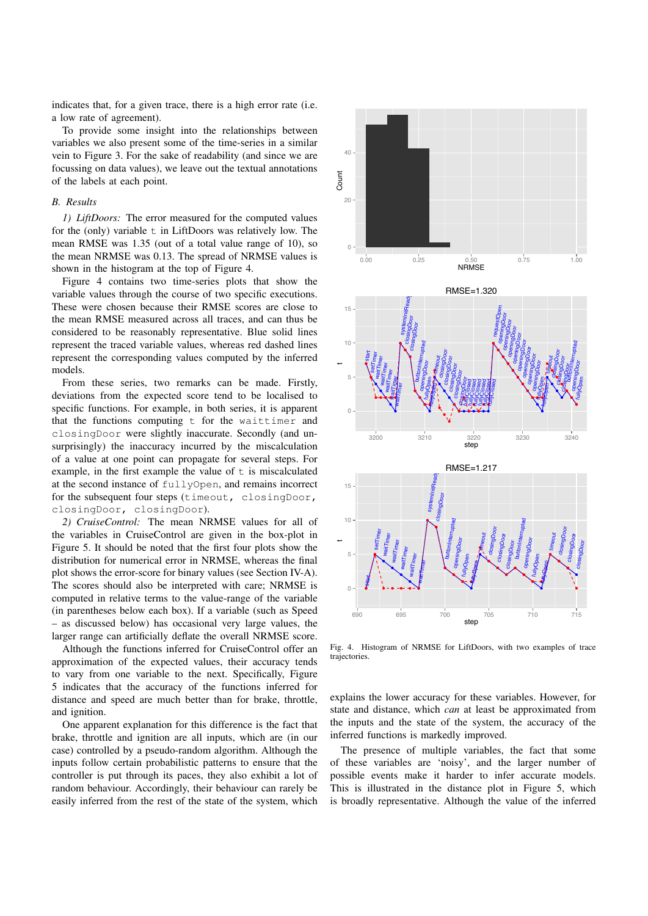indicates that, for a given trace, there is a high error rate (i.e. a low rate of agreement).

To provide some insight into the relationships between variables we also present some of the time-series in a similar vein to Figure 3. For the sake of readability (and since we are focussing on data values), we leave out the textual annotations of the labels at each point.

### B. Results

*1) LiftDoors:* The error measured for the computed values for the (only) variable `t` in LiftDoors was relatively low. The mean RMSE was 1.35 (out of a total value range of 10), so the mean NRMSE was 0.13. The spread of NRMSE values is shown in the histogram at the top of Figure 4.

Figure 4 contains two time-series plots that show the variable values through the course of two specific executions. These were chosen because their RMSE scores are close to the mean RMSE measured across all traces, and can thus be considered to be reasonably representative. Blue solid lines represent the traced variable values, whereas red dashed lines represent the corresponding values computed by the inferred models.

From these series, two remarks can be made. Firstly, deviations from the expected score tend to be localised to specific functions. For example, in both series, it is apparent that the functions computing `t` for the `waittimer` and `closingDoor` were slightly inaccurate. Secondly (and unsurprisingly) the inaccuracy incurred by the miscalculation of a value at one point can propagate for several steps. For example, in the first example the value of `t` is miscalculated at the second instance of `fullyOpen`, and remains incorrect for the subsequent four steps (`timeout, closingDoor, closingDoor, closingDoor`).

*2) CruiseControl:* The mean NRMSE values for all of the variables in CruiseControl are given in the box-plot in Figure 5. It should be noted that the first four plots show the distribution for numerical error in NRMSE, whereas the final plot shows the error-score for binary values (see Section IV-A). The scores should also be interpreted with care; NRMSE is computed in relative terms to the value-range of the variable (in parentheses below each box). If a variable (such as Speed – as discussed below) has occasional very large values, the larger range can artificially deflate the overall NRMSE score.

Although the functions inferred for CruiseControl offer an approximation of the expected values, their accuracy tends to vary from one variable to the next. Specifically, Figure 5 indicates that the accuracy of the functions inferred for distance and speed are much better than for brake, throttle, and ignition.

One apparent explanation for this difference is the fact that brake, throttle and ignition are all inputs, which are (in our case) controlled by a pseudo-random algorithm. Although the inputs follow certain probabilistic patterns to ensure that the controller is put through its paces, they also exhibit a lot of random behaviour. Accordingly, their behaviour can rarely be easily inferred from the rest of the state of the system, which

Fig. 4. Histogram of NRMSE for LiftDoors, with two examples of trace trajectories.

explains the lower accuracy for these variables. However, for state and distance, which *can* at least be approximated from the inputs and the state of the system, the accuracy of the inferred functions is markedly improved.

The presence of multiple variables, the fact that some of these variables are 'noisy', and the larger number of possible events make it harder to infer accurate models. This is illustrated in the distance plot in Figure 5, which is broadly representative. Although the value of the inferred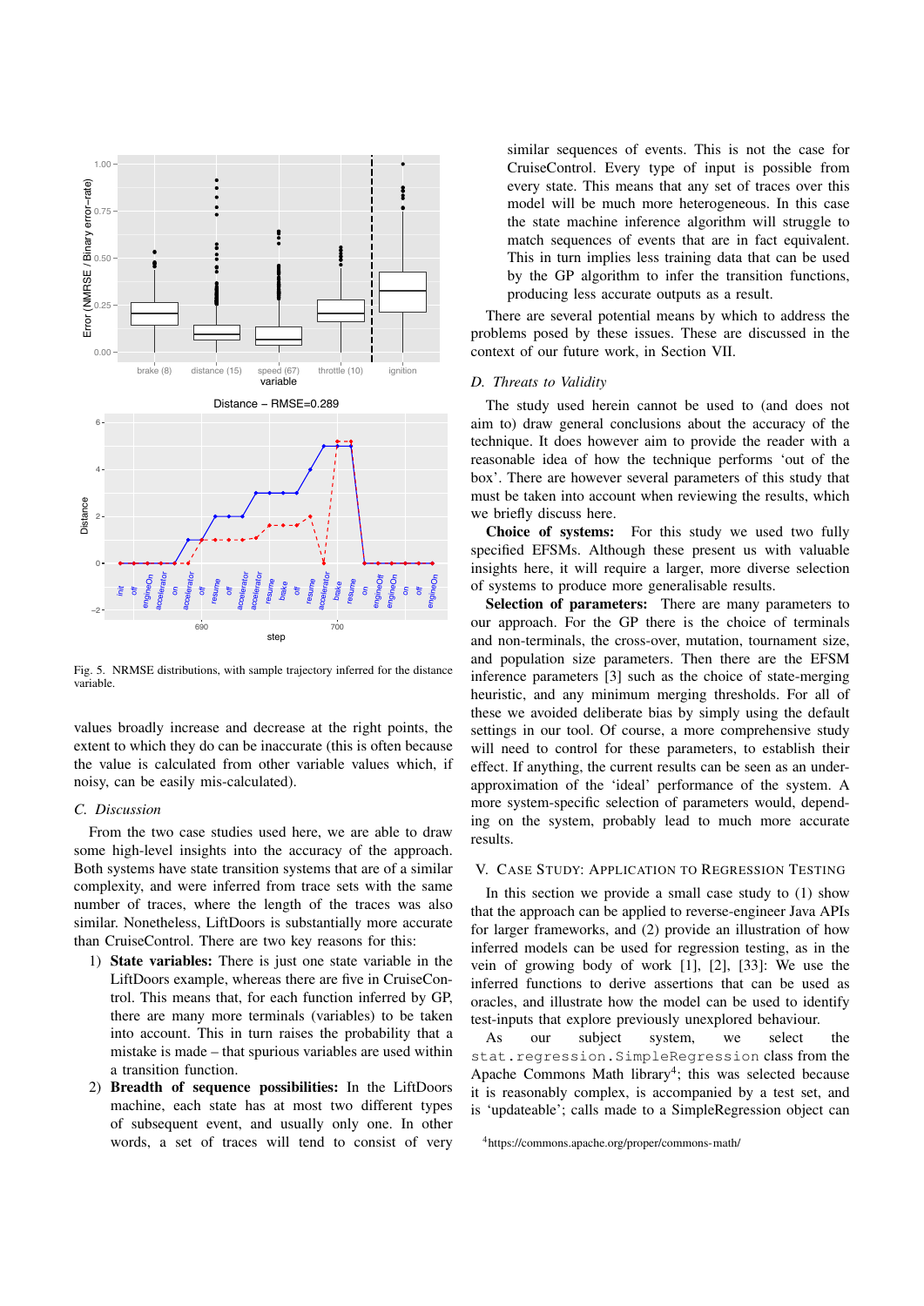Fig. 5. NRMSE distributions, with sample trajectory inferred for the distance variable.

values broadly increase and decrease at the right points, the extent to which they do can be inaccurate (this is often because the value is calculated from other variable values which, if noisy, can be easily mis-calculated).

### C. Discussion

From the two case studies used here, we are able to draw some high-level insights into the accuracy of the approach. Both systems have state transition systems that are of a similar complexity, and were inferred from trace sets with the same number of traces, where the length of the traces was also similar. Nonetheless, LiftDoors is substantially more accurate than CruiseControl. There are two key reasons for this:

1) **State variables:** There is just one state variable in the LiftDoors example, whereas there are five in CruiseControl. This means that, for each function inferred by GP, there are many more terminals (variables) to be taken into account. This in turn raises the probability that a mistake is made – that spurious variables are used within a transition function.
2) **Breadth of sequence possibilities:** In the LiftDoors machine, each state has at most two different types of subsequent event, and usually only one. In other words, a set of traces will tend to consist of very similar sequences of events. This is not the case for CruiseControl. Every type of input is possible from every state. This means that any set of traces over this model will be much more heterogeneous. In this case the state machine inference algorithm will struggle to match sequences of events that are in fact equivalent. This in turn implies less training data that can be used by the GP algorithm to infer the transition functions, producing less accurate outputs as a result.

There are several potential means by which to address the problems posed by these issues. These are discussed in the context of our future work, in Section VII.

### D. Threats to Validity

The study used herein cannot be used to (and does not aim to) draw general conclusions about the accuracy of the technique. It does however aim to provide the reader with a reasonable idea of how the technique performs 'out of the box'. There are however several parameters of this study that must be taken into account when reviewing the results, which we briefly discuss here.

**Choice of systems:** For this study we used two fully specified EFSMs. Although these present us with valuable insights here, it will require a larger, more diverse selection of systems to produce more generalisable results.

**Selection of parameters:** There are many parameters to our approach. For the GP there is the choice of terminals and non-terminals, the cross-over, mutation, tournament size, and population size parameters. Then there are the EFSM inference parameters [3] such as the choice of state-merging heuristic, and any minimum merging thresholds. For all of these we avoided deliberate bias by simply using the default settings in our tool. Of course, a more comprehensive study will need to control for these parameters, to establish their effect. If anything, the current results can be seen as an under-approximation of the 'ideal' performance of the system. A more system-specific selection of parameters would, depending on the system, probably lead to much more accurate results.

## V. Case Study: Application to Regression Testing

In this section we provide a small case study to (1) show that the approach can be applied to reverse-engineer Java APIs for larger frameworks, and (2) provide an illustration of how inferred models can be used for regression testing, as in the vein of growing body of work [1], [2], [33]: We use the inferred functions to derive assertions that can be used as oracles, and illustrate how the model can be used to identify test-inputs that explore previously unexplored behaviour.

As our subject system, we select the `stat.regression.SimpleRegression` class from the Apache Commons Math library[4]; this was selected because it is reasonably complex, is accompanied by a test set, and is 'updateable'; calls made to a SimpleRegression object can

[4]https://commons.apache.org/proper/commons-math/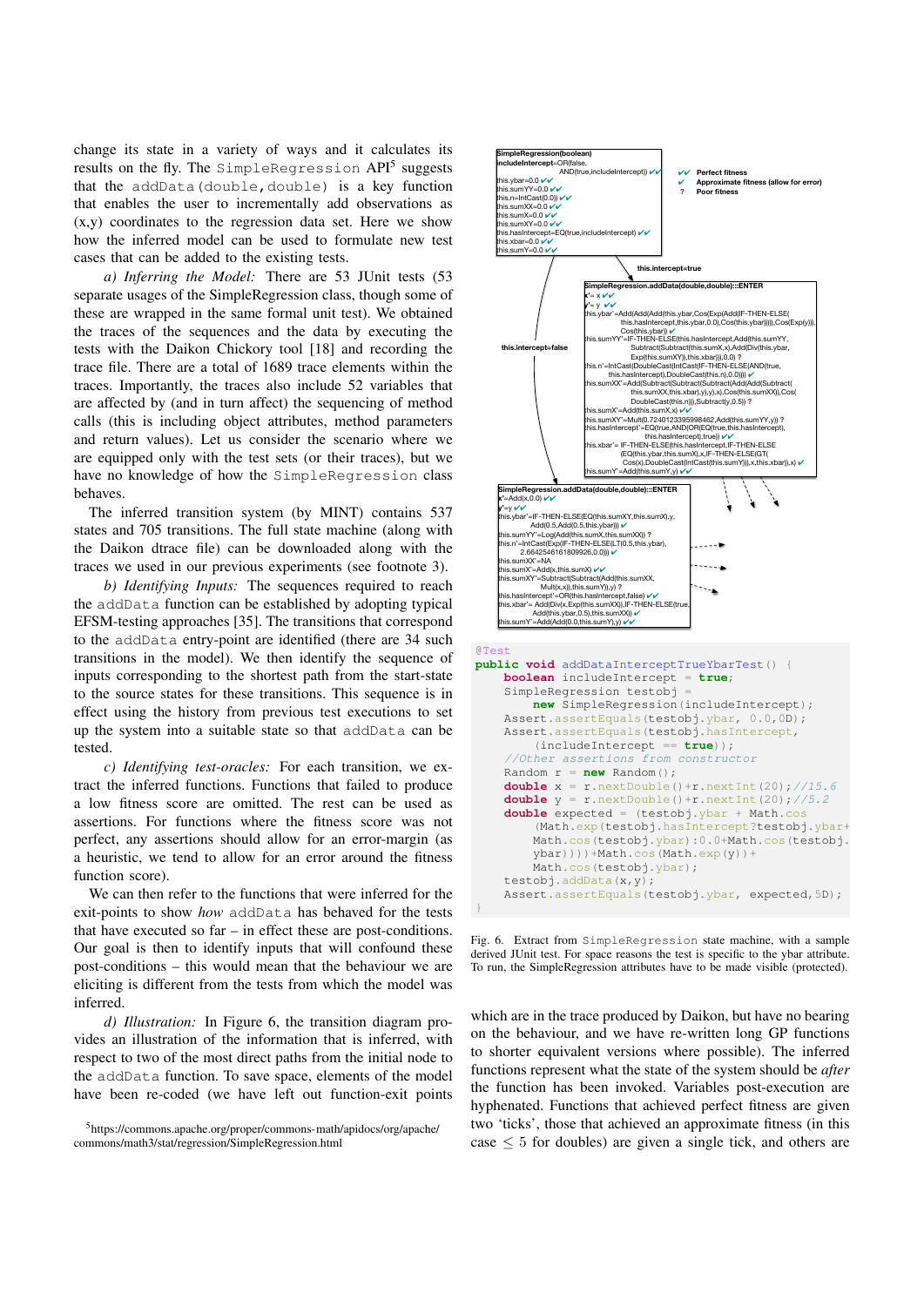change its state in a variety of ways and it calculates its results on the fly. The `SimpleRegression` API[5] suggests that the `addData(double,double)` is a key function that enables the user to incrementally add observations as (x,y) coordinates to the regression data set. Here we show how the inferred model can be used to formulate new test cases that can be added to the existing tests.

*a) Inferring the Model:* There are 53 JUnit tests (53 separate usages of the SimpleRegression class, though some of these are wrapped in the same formal unit test). We obtained the traces of the sequences and the data by executing the tests with the Daikon Chickory tool [18] and recording the trace file. There are a total of 1689 trace elements within the traces. Importantly, the traces also include 52 variables that are affected by (and in turn affect) the sequencing of method calls (this is including object attributes, method parameters and return values). Let us consider the scenario where we are equipped only with the test sets (or their traces), but we have no knowledge of how the `SimpleRegression` class behaves.

The inferred transition system (by MINT) contains 537 states and 705 transitions. The full state machine (along with the Daikon dtrace file) can be downloaded along with the traces we used in our previous experiments (see footnote 3).

*b) Identifying Inputs:* The sequences required to reach the `addData` function can be established by adopting typical EFSM-testing approaches [35]. The transitions that correspond to the `addData` entry-point are identified (there are 34 such transitions in the model). We then identify the sequence of inputs corresponding to the shortest path from the start-state to the source states for these transitions. This sequence is in effect using the history from previous test executions to set up the system into a suitable state so that `addData` can be tested.

*c) Identifying test-oracles:* For each transition, we extract the inferred functions. Functions that failed to produce a low fitness score are omitted. The rest can be used as assertions. For functions where the fitness score was not perfect, any assertions should allow for an error-margin (as a heuristic, we tend to allow for an error around the fitness function score).

We can then refer to the functions that were inferred for the exit-points to show *how* `addData` has behaved for the tests that have executed so far – in effect these are post-conditions. Our goal is then to identify inputs that will confound these post-conditions – this would mean that the behaviour we are eliciting is different from the tests from which the model was inferred.

*d) Illustration:* In Figure 6, the transition diagram provides an illustration of the information that is inferred, with respect to two of the most direct paths from the initial node to the `addData` function. To save space, elements of the model have been re-coded (we have left out function-exit points which are in the trace produced by Daikon, but have no bearing on the behaviour, and we have re-written long GP functions to shorter equivalent versions where possible). The inferred functions represent what the state of the system should be *after* the function has been invoked. Variables post-execution are hyphenated. Functions that achieved perfect fitness are given two 'ticks', those that achieved an approximate fitness (in this case $\leq 5$ for doubles) are given a single tick, and others are

SimpleRegression(boolean)
includeIntercept=OR(false, AND(true,includeIntercept)) ✔✔
this.ybar=0.0 ✔✔
this.sumYY=0.0 ✔✔
this.n=IntCast(0.0)) ✔✔
this.sumXX=0.0 ✔✔
this.sumX=0.0 ✔✔
this.sumXY=0.0 ✔✔
this.hasIntercept=EQ(true,includeIntercept) ✔✔
this.xbar=0.0 ✔✔
this.sumY=0.0 ✔✔

✔✔ Perfect fitness
✔ Approximate fitness (allow for error)
? Poor fitness

this.intercept=true

SimpleRegression.addData(double,double):::ENTER
x'= x ✔✔
y'= y ✔✔
this.ybar'=Add(Add(Add(this.ybar,Cos(Exp(Add(IF-THEN-ELSE(this.hasIntercept,this.ybar,0.0),Cos(this.ybar))))),Cos(Exp(y))),Cos(this.ybar)) ✔
this.sumYY'=IF-THEN-ELSE(this.hasIntercept,Add(this.sumYY,Subtract(Subtract(this.sumX,x),AddDiv(this.ybar,Exp(this.sumXY)),this.xbar)),0.0) ?
this.n'=IntCast(DoubleCast(IntCast(IF-THEN-ELSE(AND(true,this.hasIntercept),DoubleCast(this.n),0.0)))) ✔
this.sumXX'=Add(Subtract(Subtract(Subtract(Add(Add(Subtract(this.sumXX,this.xbar),y),y),x),Cos(this.sumXX)),Cos(DoubleCast(this.n))),Subtract(y,0.5)) ?
this.sumX'=Add(this.sumX,x) ✔✔
this.sumXY'=Mult(0.7240123395998462,Add(this.sumYY,y)) ?
this.hasIntercept'=EQ(true,AND(OR(EQ(true,this.hasIntercept),this.hasIntercept),true)) ✔✔
this.xbar'= IF-THEN-ELSE(this.hasIntercept,IF-THEN-ELSE(EQ(this.ybar,this.sumX),x,IF-THEN-ELSE(GT(Cos(x),DoubleCast(IntCast(this.sumY))),x,this.xbar)),x) ✔
this.sumY'=Add(this.sumY,y) ✔✔

this.intercept=false

SimpleRegression.addData(double,double):::ENTER
x'=Add(x,0.0) ✔✔
y'=y ✔✔
this.ybar'=IF-THEN-ELSE(EQ(this.sumXY,this.sumX),y,Add(0.5,Add(0.5,this.ybar))) ✔
this.sumYY'=Log(Add(this.sumX,this.sumXX)) ?
this.n'=IntCast(Exp(IF-THEN-ELSE(LT(0.5,this.ybar),2.6642546161809926,0.0))) ✔
this.sumXX'=NA
this.sumX'=Add(x,this.sumX) ✔✔
this.sumXY'=Subtract(Subtract(Add(this.sumX,Mult(x,x)),this.sumY)),y) ?
this.hasIntercept'=OR(this.hasIntercept,false) ✔✔
this.xbar'= Add(Div(x,Exp(this.sumXX)),IF-THEN-ELSE(true,Add(this.ybar,0.5),this.sumXX)) ✔
this.sumY'=Add(Add(0.0,this.sumY),y) ✔✔

```
@Test
public void addDataInterceptTrueYbarTest() {
    boolean includeIntercept = true;
    SimpleRegression testobj =
        new SimpleRegression(includeIntercept);
    Assert.assertEquals(testobj.ybar, 0.0,0D);
    Assert.assertEquals(testobj.hasIntercept,
        (includeIntercept == true));
    //Other assertions from constructor
    Random r = new Random();
    double x = r.nextDouble()+r.nextInt(20);//15.6
    double y = r.nextDouble()+r.nextInt(20);//5.2
    double expected = (testobj.ybar + Math.cos
        (Math.exp(testobj.hasIntercept?testobj.ybar+
        Math.cos(testobj.ybar):0.0+Math.cos(testobj.
        ybar))))+Math.cos(Math.exp(y))+
        Math.cos(testobj.ybar);
    testobj.addData(x,y);
    Assert.assertEquals(testobj.ybar, expected,5D);
}
```

Fig. 6. Extract from `SimpleRegression` state machine, with a sample derived JUnit test. For space reasons the test is specific to the ybar attribute. To run, the SimpleRegression attributes have to be made visible (protected).

[5] https://commons.apache.org/proper/commons-math/apidocs/org/apache/commons/math3/stat/regression/SimpleRegression.html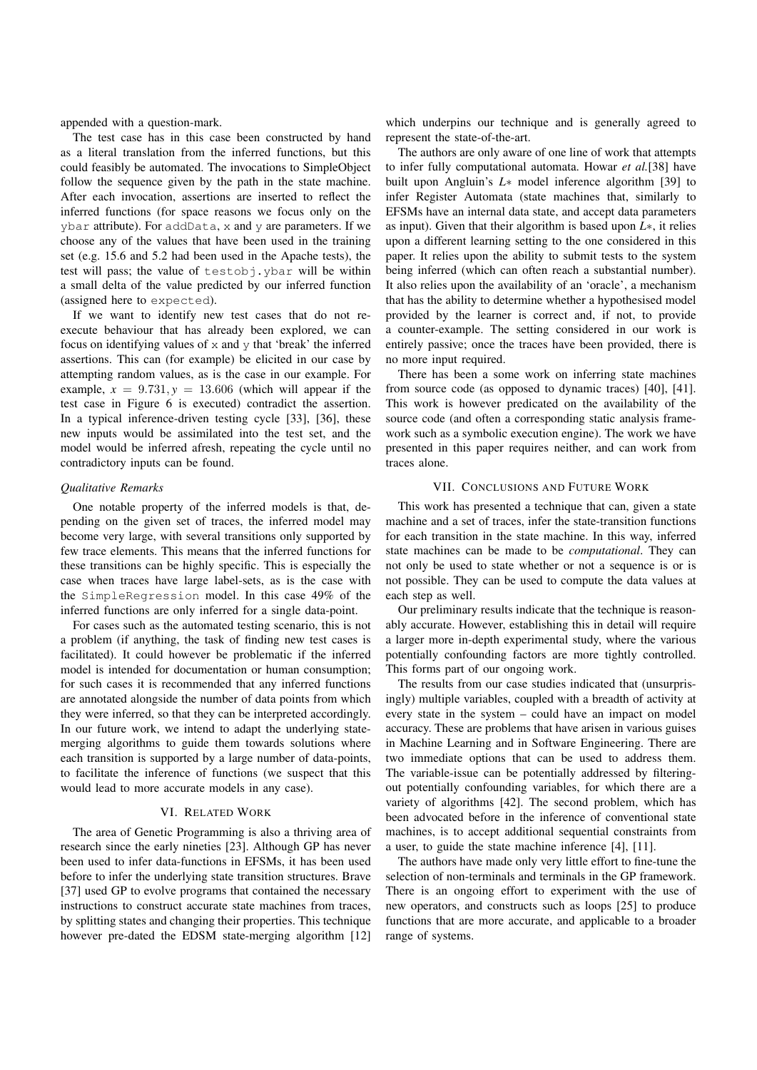appended with a question-mark.

The test case has in this case been constructed by hand as a literal translation from the inferred functions, but this could feasibly be automated. The invocations to SimpleObject follow the sequence given by the path in the state machine. After each invocation, assertions are inserted to reflect the inferred functions (for space reasons we focus only on the `ybar` attribute). For `addData`, `x` and `y` are parameters. If we choose any of the values that have been used in the training set (e.g. 15.6 and 5.2 had been used in the Apache tests), the test will pass; the value of `testobj.ybar` will be within a small delta of the value predicted by our inferred function (assigned here to `expected`).

If we want to identify new test cases that do not re-execute behaviour that has already been explored, we can focus on identifying values of `x` and `y` that 'break' the inferred assertions. This can (for example) be elicited in our case by attempting random values, as is the case in our example. For example, $x = 9.731, y = 13.606$ (which will appear if the test case in Figure 6 is executed) contradict the assertion. In a typical inference-driven testing cycle [33], [36], these new inputs would be assimilated into the test set, and the model would be inferred afresh, repeating the cycle until no contradictory inputs can be found.

### *Qualitative Remarks*

One notable property of the inferred models is that, depending on the given set of traces, the inferred model may become very large, with several transitions only supported by few trace elements. This means that the inferred functions for these transitions can be highly specific. This is especially the case when traces have large label-sets, as is the case with the `SimpleRegression` model. In this case 49% of the inferred functions are only inferred for a single data-point.

For cases such as the automated testing scenario, this is not a problem (if anything, the task of finding new test cases is facilitated). It could however be problematic if the inferred model is intended for documentation or human consumption; for such cases it is recommended that any inferred functions are annotated alongside the number of data points from which they were inferred, so that they can be interpreted accordingly. In our future work, we intend to adapt the underlying state-merging algorithms to guide them towards solutions where each transition is supported by a large number of data-points, to facilitate the inference of functions (we suspect that this would lead to more accurate models in any case).

## VI. Related Work

The area of Genetic Programming is also a thriving area of research since the early nineties [23]. Although GP has never been used to infer data-functions in EFSMs, it has been used before to infer the underlying state transition structures. Brave [37] used GP to evolve programs that contained the necessary instructions to construct accurate state machines from traces, by splitting states and changing their properties. This technique however pre-dated the EDSM state-merging algorithm [12] which underpins our technique and is generally agreed to represent the state-of-the-art.

The authors are only aware of one line of work that attempts to infer fully computational automata. Howar *et al.*[38] have built upon Angluin's $L*$ model inference algorithm [39] to infer Register Automata (state machines that, similarly to EFSMs have an internal data state, and accept data parameters as input). Given that their algorithm is based upon $L*$, it relies upon a different learning setting to the one considered in this paper. It relies upon the ability to submit tests to the system being inferred (which can often reach a substantial number). It also relies upon the availability of an 'oracle', a mechanism that has the ability to determine whether a hypothesised model provided by the learner is correct and, if not, to provide a counter-example. The setting considered in our work is entirely passive; once the traces have been provided, there is no more input required.

There has been a some work on inferring state machines from source code (as opposed to dynamic traces) [40], [41]. This work is however predicated on the availability of the source code (and often a corresponding static analysis framework such as a symbolic execution engine). The work we have presented in this paper requires neither, and can work from traces alone.

## VII. Conclusions and Future Work

This work has presented a technique that can, given a state machine and a set of traces, infer the state-transition functions for each transition in the state machine. In this way, inferred state machines can be made to be *computational*. They can not only be used to state whether or not a sequence is or is not possible. They can be used to compute the data values at each step as well.

Our preliminary results indicate that the technique is reasonably accurate. However, establishing this in detail will require a larger more in-depth experimental study, where the various potentially confounding factors are more tightly controlled. This forms part of our ongoing work.

The results from our case studies indicated that (unsurprisingly) multiple variables, coupled with a breadth of activity at every state in the system – could have an impact on model accuracy. These are problems that have arisen in various guises in Machine Learning and in Software Engineering. There are two immediate options that can be used to address them. The variable-issue can be potentially addressed by filtering-out potentially confounding variables, for which there are a variety of algorithms [42]. The second problem, which has been advocated before in the inference of conventional state machines, is to accept additional sequential constraints from a user, to guide the state machine inference [4], [11].

The authors have made only very little effort to fine-tune the selection of non-terminals and terminals in the GP framework. There is an ongoing effort to experiment with the use of new operators, and constructs such as loops [25] to produce functions that are more accurate, and applicable to a broader range of systems.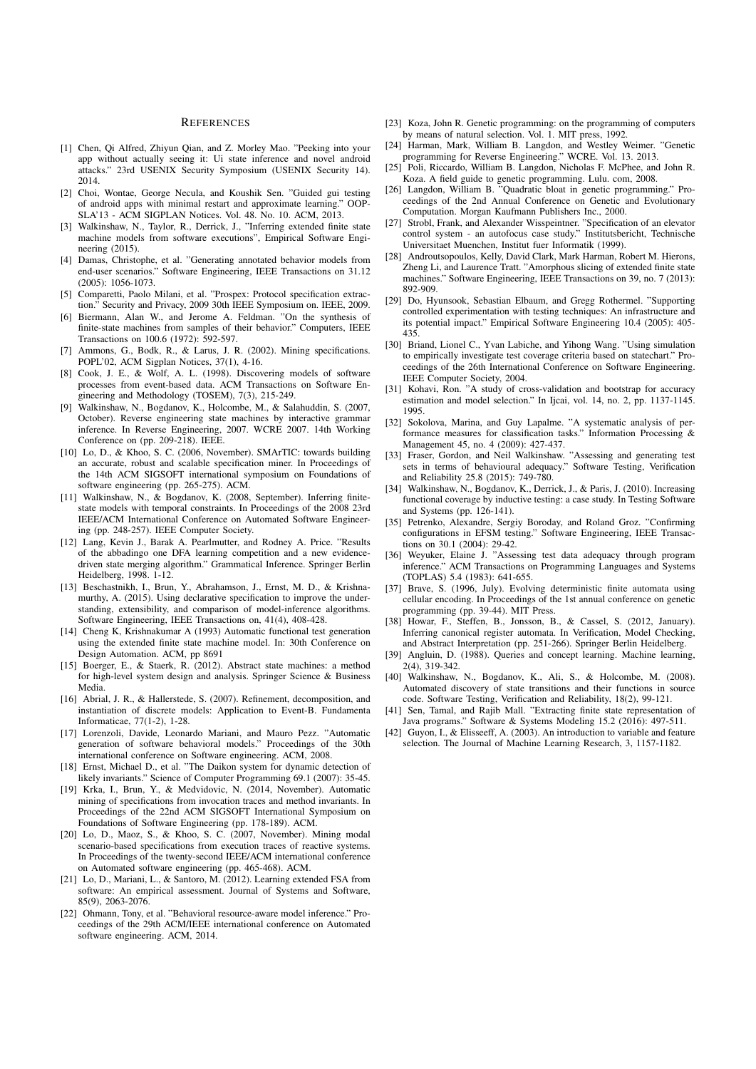# REFERENCES

[1] Chen, Qi Alfred, Zhiyun Qian, and Z. Morley Mao. "Peeking into your app without actually seeing it: Ui state inference and novel android attacks." 23rd USENIX Security Symposium (USENIX Security 14). 2014.

[2] Choi, Wontae, George Necula, and Koushik Sen. "Guided gui testing of android apps with minimal restart and approximate learning." OOPSLA'13 - ACM SIGPLAN Notices. Vol. 48. No. 10. ACM, 2013.

[3] Walkinshaw, N., Taylor, R., Derrick, J., "Inferring extended finite state machine models from software executions", Empirical Software Engineering (2015).

[4] Damas, Christophe, et al. "Generating annotated behavior models from end-user scenarios." Software Engineering, IEEE Transactions on 31.12 (2005): 1056-1073.

[5] Comparetti, Paolo Milani, et al. "Prospex: Protocol specification extraction." Security and Privacy, 2009 30th IEEE Symposium on. IEEE, 2009.

[6] Biermann, Alan W., and Jerome A. Feldman. "On the synthesis of finite-state machines from samples of their behavior." Computers, IEEE Transactions on 100.6 (1972): 592-597.

[7] Ammons, G., Bodk, R., & Larus, J. R. (2002). Mining specifications. POPL'02, ACM Sigplan Notices, 37(1), 4-16.

[8] Cook, J. E., & Wolf, A. L. (1998). Discovering models of software processes from event-based data. ACM Transactions on Software Engineering and Methodology (TOSEM), 7(3), 215-249.

[9] Walkinshaw, N., Bogdanov, K., Holcombe, M., & Salahuddin, S. (2007, October). Reverse engineering state machines by interactive grammar inference. In Reverse Engineering, 2007. WCRE 2007. 14th Working Conference on (pp. 209-218). IEEE.

[10] Lo, D., & Khoo, S. C. (2006, November). SMArTIC: towards building an accurate, robust and scalable specification miner. In Proceedings of the 14th ACM SIGSOFT international symposium on Foundations of software engineering (pp. 265-275). ACM.

[11] Walkinshaw, N., & Bogdanov, K. (2008, September). Inferring finite-state models with temporal constraints. In Proceedings of the 2008 23rd IEEE/ACM International Conference on Automated Software Engineering (pp. 248-257). IEEE Computer Society.

[12] Lang, Kevin J., Barak A. Pearlmutter, and Rodney A. Price. "Results of the abbadingo one DFA learning competition and a new evidence-driven state merging algorithm." Grammatical Inference. Springer Berlin Heidelberg, 1998. 1-12.

[13] Beschastnikh, I., Brun, Y., Abrahamson, J., Ernst, M. D., & Krishnamurthy, A. (2015). Using declarative specification to improve the understanding, extensibility, and comparison of model-inference algorithms. Software Engineering, IEEE Transactions on, 41(4), 408-428.

[14] Cheng K, Krishnakumar A (1993) Automatic functional test generation using the extended finite state machine model. In: 30th Conference on Design Automation. ACM, pp 8691

[15] Boerger, E., & Staerk, R. (2012). Abstract state machines: a method for high-level system design and analysis. Springer Science & Business Media.

[16] Abrial, J. R., & Hallerstede, S. (2007). Refinement, decomposition, and instantiation of discrete models: Application to Event-B. Fundamenta Informaticae, 77(1-2), 1-28.

[17] Lorenzoli, Davide, Leonardo Mariani, and Mauro Pezz. "Automatic generation of software behavioral models." Proceedings of the 30th international conference on Software engineering. ACM, 2008.

[18] Ernst, Michael D., et al. "The Daikon system for dynamic detection of likely invariants." Science of Computer Programming 69.1 (2007): 35-45.

[19] Krka, I., Brun, Y., & Medvidovic, N. (2014, November). Automatic mining of specifications from invocation traces and method invariants. In Proceedings of the 22nd ACM SIGSOFT International Symposium on Foundations of Software Engineering (pp. 178-189). ACM.

[20] Lo, D., Maoz, S., & Khoo, S. C. (2007, November). Mining modal scenario-based specifications from execution traces of reactive systems. In Proceedings of the twenty-second IEEE/ACM international conference on Automated software engineering (pp. 465-468). ACM.

[21] Lo, D., Mariani, L., & Santoro, M. (2012). Learning extended FSA from software: An empirical assessment. Journal of Systems and Software, 85(9), 2063-2076.

[22] Ohmann, Tony, et al. "Behavioral resource-aware model inference." Proceedings of the 29th ACM/IEEE international conference on Automated software engineering. ACM, 2014.

[23] Koza, John R. Genetic programming: on the programming of computers by means of natural selection. Vol. 1. MIT press, 1992.

[24] Harman, Mark, William B. Langdon, and Westley Weimer. "Genetic programming for Reverse Engineering." WCRE. Vol. 13. 2013.

[25] Poli, Riccardo, William B. Langdon, Nicholas F. McPhee, and John R. Koza. A field guide to genetic programming. Lulu. com, 2008.

[26] Langdon, William B. "Quadratic bloat in genetic programming." Proceedings of the 2nd Annual Conference on Genetic and Evolutionary Computation. Morgan Kaufmann Publishers Inc., 2000.

[27] Strobl, Frank, and Alexander Wisspeintner. "Specification of an elevator control system - an autofocus case study." Institutsbericht, Technische Universitaet Muenchen, Institut fuer Informatik (1999).

[28] Androutsopoulos, Kelly, David Clark, Mark Harman, Robert M. Hierons, Zheng Li, and Laurence Tratt. "Amorphous slicing of extended finite state machines." Software Engineering, IEEE Transactions on 39, no. 7 (2013): 892-909.

[29] Do, Hyunsook, Sebastian Elbaum, and Gregg Rothermel. "Supporting controlled experimentation with testing techniques: An infrastructure and its potential impact." Empirical Software Engineering 10.4 (2005): 405-435.

[30] Briand, Lionel C., Yvan Labiche, and Yihong Wang. "Using simulation to empirically investigate test coverage criteria based on statechart." Proceedings of the 26th International Conference on Software Engineering. IEEE Computer Society, 2004.

[31] Kohavi, Ron. "A study of cross-validation and bootstrap for accuracy estimation and model selection." In Ijcai, vol. 14, no. 2, pp. 1137-1145. 1995.

[32] Sokolova, Marina, and Guy Lapalme. "A systematic analysis of performance measures for classification tasks." Information Processing & Management 45, no. 4 (2009): 427-437.

[33] Fraser, Gordon, and Neil Walkinshaw. "Assessing and generating test sets in terms of behavioural adequacy." Software Testing, Verification and Reliability 25.8 (2015): 749-780.

[34] Walkinshaw, N., Bogdanov, K., Derrick, J., & Paris, J. (2010). Increasing functional coverage by inductive testing: a case study. In Testing Software and Systems (pp. 126-141).

[35] Petrenko, Alexandre, Sergiy Boroday, and Roland Groz. "Confirming configurations in EFSM testing." Software Engineering, IEEE Transactions on 30.1 (2004): 29-42.

[36] Weyuker, Elaine J. "Assessing test data adequacy through program inference." ACM Transactions on Programming Languages and Systems (TOPLAS) 5.4 (1983): 641-655.

[37] Brave, S. (1996, July). Evolving deterministic finite automata using cellular encoding. In Proceedings of the 1st annual conference on genetic programming (pp. 39-44). MIT Press.

[38] Howar, F., Steffen, B., Jonsson, B., & Cassel, S. (2012, January). Inferring canonical register automata. In Verification, Model Checking, and Abstract Interpretation (pp. 251-266). Springer Berlin Heidelberg.

[39] Angluin, D. (1988). Queries and concept learning. Machine learning, 2(4), 319-342.

[40] Walkinshaw, N., Bogdanov, K., Ali, S., & Holcombe, M. (2008). Automated discovery of state transitions and their functions in source code. Software Testing, Verification and Reliability, 18(2), 99-121.

[41] Sen, Tamal, and Rajib Mall. "Extracting finite state representation of Java programs." Software & Systems Modeling 15.2 (2016): 497-511.

[42] Guyon, I., & Elisseeff, A. (2003). An introduction to variable and feature selection. The Journal of Machine Learning Research, 3, 1157-1182.